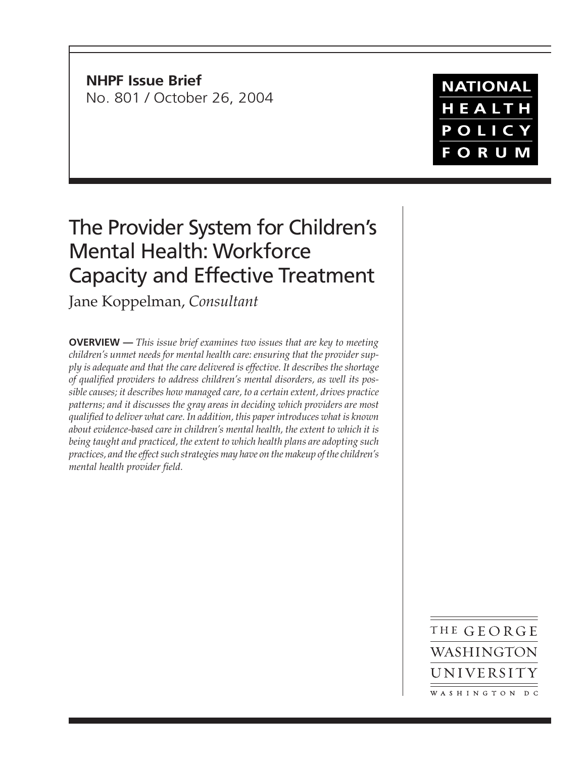**NHPF Issue Brief**
No. 801 / October 26, 2004

NATIONAL HEALTH POLICY FORUM

# The Provider System for Children's Mental Health: Workforce Capacity and Effective Treatment

Jane Koppelman, *Consultant*

**OVERVIEW —** *This issue brief examines two issues that are key to meeting children's unmet needs for mental health care: ensuring that the provider supply is adequate and that the care delivered is effective. It describes the shortage of qualified providers to address children's mental disorders, as well its possible causes; it describes how managed care, to a certain extent, drives practice patterns; and it discusses the gray areas in deciding which providers are most qualified to deliver what care. In addition, this paper introduces what is known about evidence-based care in children's mental health, the extent to which it is being taught and practiced, the extent to which health plans are adopting such practices, and the effect such strategies may have on the makeup of the children's mental health provider field.*

THE GEORGE WASHINGTON UNIVERSITY
WASHINGTON DC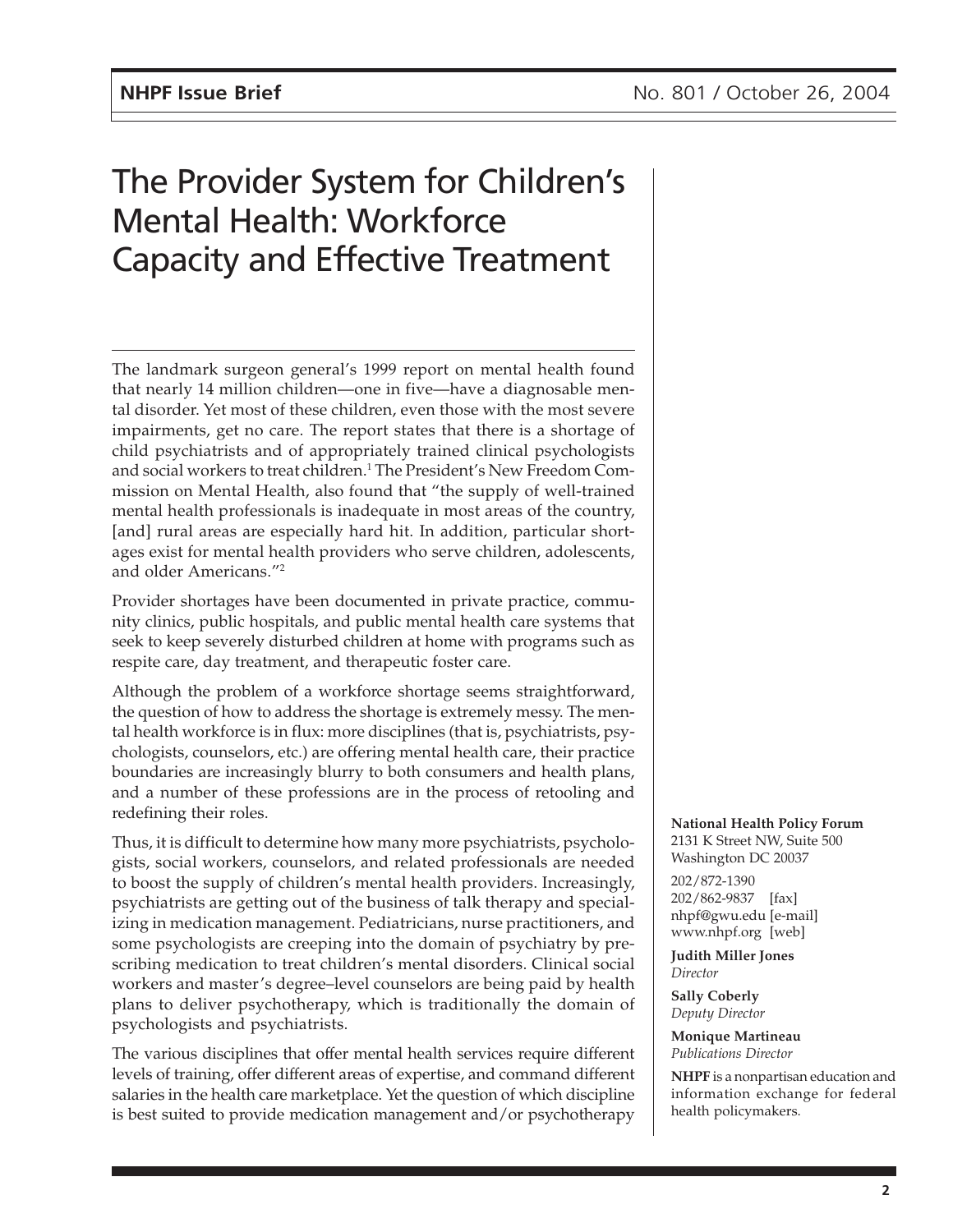# The Provider System for Children's Mental Health: Workforce Capacity and Effective Treatment

The landmark surgeon general's 1999 report on mental health found that nearly 14 million children—one in five—have a diagnosable mental disorder. Yet most of these children, even those with the most severe impairments, get no care. The report states that there is a shortage of child psychiatrists and of appropriately trained clinical psychologists and social workers to treat children.[1] The President's New Freedom Commission on Mental Health, also found that "the supply of well-trained mental health professionals is inadequate in most areas of the country, [and] rural areas are especially hard hit. In addition, particular shortages exist for mental health providers who serve children, adolescents, and older Americans."[2]

Provider shortages have been documented in private practice, community clinics, public hospitals, and public mental health care systems that seek to keep severely disturbed children at home with programs such as respite care, day treatment, and therapeutic foster care.

Although the problem of a workforce shortage seems straightforward, the question of how to address the shortage is extremely messy. The mental health workforce is in flux: more disciplines (that is, psychiatrists, psychologists, counselors, etc.) are offering mental health care, their practice boundaries are increasingly blurry to both consumers and health plans, and a number of these professions are in the process of retooling and redefining their roles.

Thus, it is difficult to determine how many more psychiatrists, psychologists, social workers, counselors, and related professionals are needed to boost the supply of children's mental health providers. Increasingly, psychiatrists are getting out of the business of talk therapy and specializing in medication management. Pediatricians, nurse practitioners, and some psychologists are creeping into the domain of psychiatry by prescribing medication to treat children's mental disorders. Clinical social workers and master's degree–level counselors are being paid by health plans to deliver psychotherapy, which is traditionally the domain of psychologists and psychiatrists.

The various disciplines that offer mental health services require different levels of training, offer different areas of expertise, and command different salaries in the health care marketplace. Yet the question of which discipline is best suited to provide medication management and/or psychotherapy

**National Health Policy Forum**
2131 K Street NW, Suite 500
Washington DC 20037

202/872-1390
202/862-9837 [fax]
nhpf@gwu.edu [e-mail]
www.nhpf.org [web]

**Judith Miller Jones**
*Director*

**Sally Coberly**
*Deputy Director*

**Monique Martineau**
*Publications Director*

**NHPF** is a nonpartisan education and information exchange for federal health policymakers.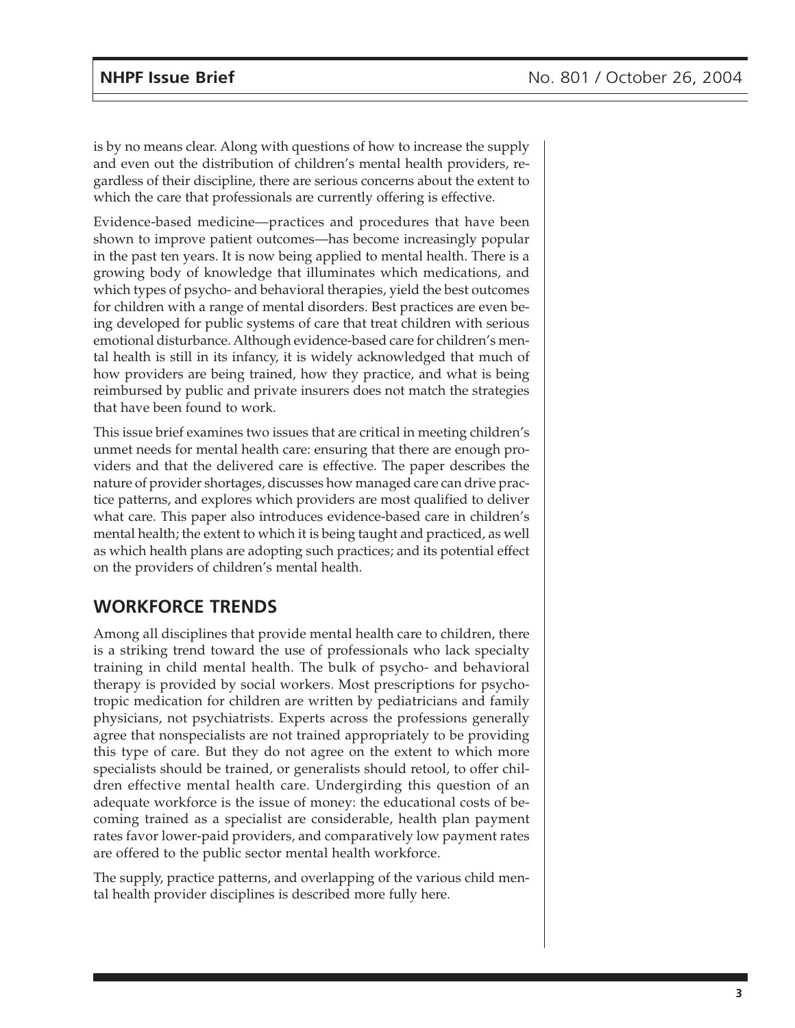is by no means clear. Along with questions of how to increase the supply and even out the distribution of children's mental health providers, regardless of their discipline, there are serious concerns about the extent to which the care that professionals are currently offering is effective.

Evidence-based medicine—practices and procedures that have been shown to improve patient outcomes—has become increasingly popular in the past ten years. It is now being applied to mental health. There is a growing body of knowledge that illuminates which medications, and which types of psycho- and behavioral therapies, yield the best outcomes for children with a range of mental disorders. Best practices are even being developed for public systems of care that treat children with serious emotional disturbance. Although evidence-based care for children's mental health is still in its infancy, it is widely acknowledged that much of how providers are being trained, how they practice, and what is being reimbursed by public and private insurers does not match the strategies that have been found to work.

This issue brief examines two issues that are critical in meeting children's unmet needs for mental health care: ensuring that there are enough providers and that the delivered care is effective. The paper describes the nature of provider shortages, discusses how managed care can drive practice patterns, and explores which providers are most qualified to deliver what care. This paper also introduces evidence-based care in children's mental health; the extent to which it is being taught and practiced, as well as which health plans are adopting such practices; and its potential effect on the providers of children's mental health.

## WORKFORCE TRENDS

Among all disciplines that provide mental health care to children, there is a striking trend toward the use of professionals who lack specialty training in child mental health. The bulk of psycho- and behavioral therapy is provided by social workers. Most prescriptions for psychotropic medication for children are written by pediatricians and family physicians, not psychiatrists. Experts across the professions generally agree that nonspecialists are not trained appropriately to be providing this type of care. But they do not agree on the extent to which more specialists should be trained, or generalists should retool, to offer children effective mental health care. Undergirding this question of an adequate workforce is the issue of money: the educational costs of becoming trained as a specialist are considerable, health plan payment rates favor lower-paid providers, and comparatively low payment rates are offered to the public sector mental health workforce.

The supply, practice patterns, and overlapping of the various child mental health provider disciplines is described more fully here.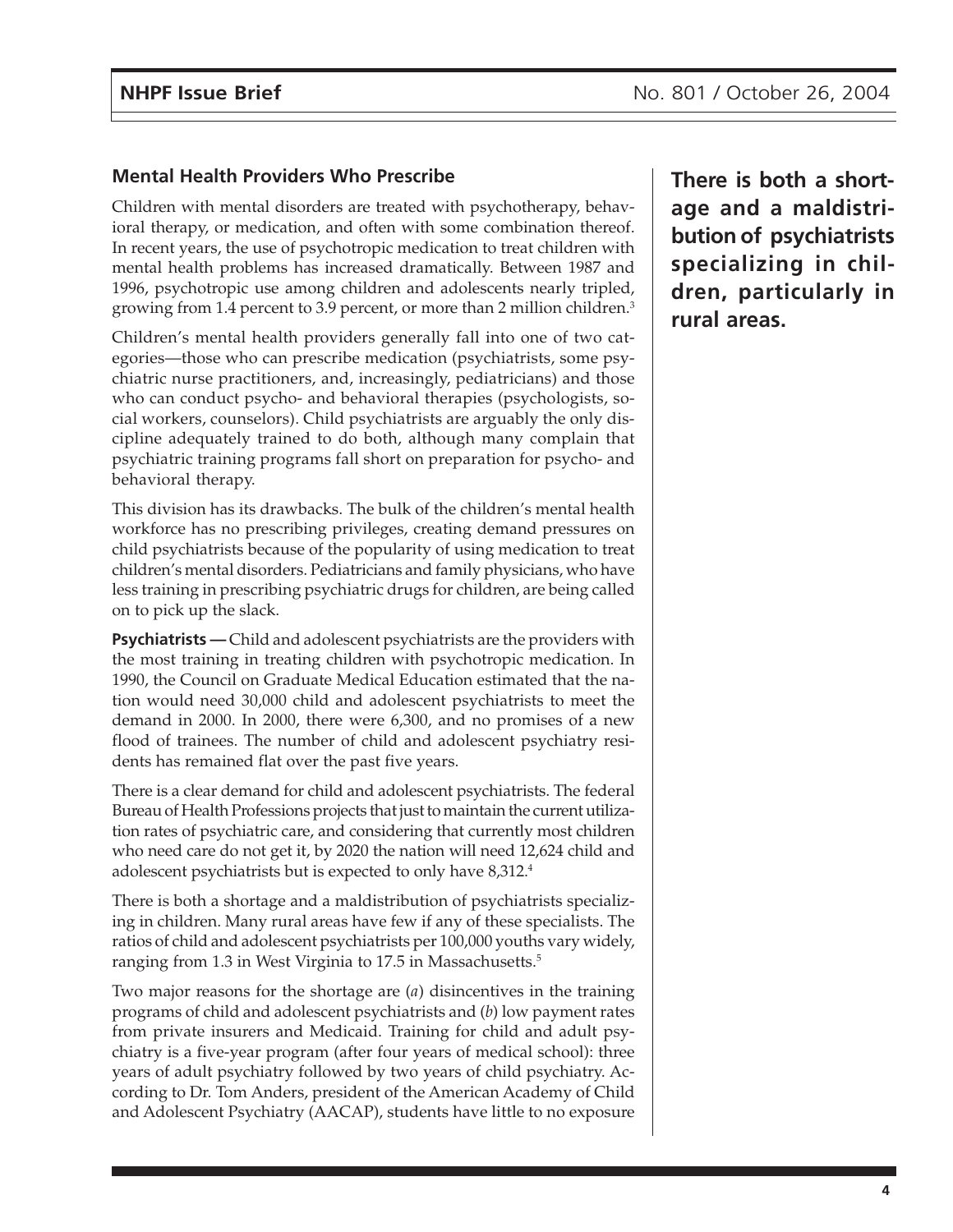## Mental Health Providers Who Prescribe

Children with mental disorders are treated with psychotherapy, behavioral therapy, or medication, and often with some combination thereof. In recent years, the use of psychotropic medication to treat children with mental health problems has increased dramatically. Between 1987 and 1996, psychotropic use among children and adolescents nearly tripled, growing from 1.4 percent to 3.9 percent, or more than 2 million children.[3]

Children's mental health providers generally fall into one of two categories—those who can prescribe medication (psychiatrists, some psychiatric nurse practitioners, and, increasingly, pediatricians) and those who can conduct psycho- and behavioral therapies (psychologists, social workers, counselors). Child psychiatrists are arguably the only discipline adequately trained to do both, although many complain that psychiatric training programs fall short on preparation for psycho- and behavioral therapy.

This division has its drawbacks. The bulk of the children's mental health workforce has no prescribing privileges, creating demand pressures on child psychiatrists because of the popularity of using medication to treat children's mental disorders. Pediatricians and family physicians, who have less training in prescribing psychiatric drugs for children, are being called on to pick up the slack.

**Psychiatrists —** Child and adolescent psychiatrists are the providers with the most training in treating children with psychotropic medication. In 1990, the Council on Graduate Medical Education estimated that the nation would need 30,000 child and adolescent psychiatrists to meet the demand in 2000. In 2000, there were 6,300, and no promises of a new flood of trainees. The number of child and adolescent psychiatry residents has remained flat over the past five years.

There is a clear demand for child and adolescent psychiatrists. The federal Bureau of Health Professions projects that just to maintain the current utilization rates of psychiatric care, and considering that currently most children who need care do not get it, by 2020 the nation will need 12,624 child and adolescent psychiatrists but is expected to only have 8,312.[4]

There is both a shortage and a maldistribution of psychiatrists specializing in children. Many rural areas have few if any of these specialists. The ratios of child and adolescent psychiatrists per 100,000 youths vary widely, ranging from 1.3 in West Virginia to 17.5 in Massachusetts.[5]

**There is both a shortage and a maldistribution of psychiatrists specializing in children, particularly in rural areas.**

Two major reasons for the shortage are (*a*) disincentives in the training programs of child and adolescent psychiatrists and (*b*) low payment rates from private insurers and Medicaid. Training for child and adult psychiatry is a five-year program (after four years of medical school): three years of adult psychiatry followed by two years of child psychiatry. According to Dr. Tom Anders, president of the American Academy of Child and Adolescent Psychiatry (AACAP), students have little to no exposure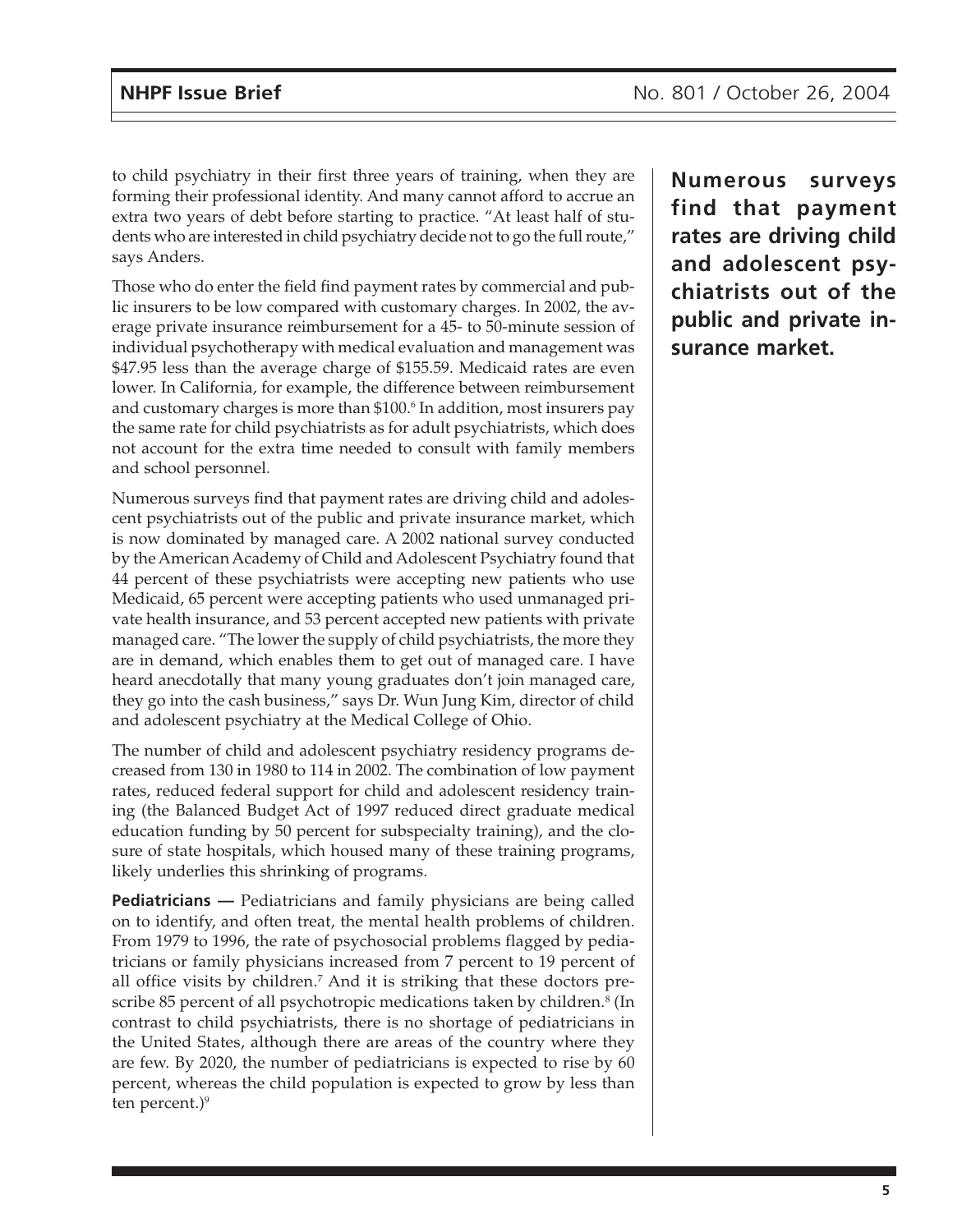to child psychiatry in their first three years of training, when they are forming their professional identity. And many cannot afford to accrue an extra two years of debt before starting to practice. "At least half of students who are interested in child psychiatry decide not to go the full route," says Anders.

Those who do enter the field find payment rates by commercial and public insurers to be low compared with customary charges. In 2002, the average private insurance reimbursement for a 45- to 50-minute session of individual psychotherapy with medical evaluation and management was $47.95 less than the average charge of $155.59. Medicaid rates are even lower. In California, for example, the difference between reimbursement and customary charges is more than $100.[6] In addition, most insurers pay the same rate for child psychiatrists as for adult psychiatrists, which does not account for the extra time needed to consult with family members and school personnel.

**Numerous surveys find that payment rates are driving child and adolescent psychiatrists out of the public and private insurance market.**

Numerous surveys find that payment rates are driving child and adolescent psychiatrists out of the public and private insurance market, which is now dominated by managed care. A 2002 national survey conducted by the American Academy of Child and Adolescent Psychiatry found that 44 percent of these psychiatrists were accepting new patients who use Medicaid, 65 percent were accepting patients who used unmanaged private health insurance, and 53 percent accepted new patients with private managed care. "The lower the supply of child psychiatrists, the more they are in demand, which enables them to get out of managed care. I have heard anecdotally that many young graduates don't join managed care, they go into the cash business," says Dr. Wun Jung Kim, director of child and adolescent psychiatry at the Medical College of Ohio.

The number of child and adolescent psychiatry residency programs decreased from 130 in 1980 to 114 in 2002. The combination of low payment rates, reduced federal support for child and adolescent residency training (the Balanced Budget Act of 1997 reduced direct graduate medical education funding by 50 percent for subspecialty training), and the closure of state hospitals, which housed many of these training programs, likely underlies this shrinking of programs.

**Pediatricians —** Pediatricians and family physicians are being called on to identify, and often treat, the mental health problems of children. From 1979 to 1996, the rate of psychosocial problems flagged by pediatricians or family physicians increased from 7 percent to 19 percent of all office visits by children.[7] And it is striking that these doctors prescribe 85 percent of all psychotropic medications taken by children.[8] (In contrast to child psychiatrists, there is no shortage of pediatricians in the United States, although there are areas of the country where they are few. By 2020, the number of pediatricians is expected to rise by 60 percent, whereas the child population is expected to grow by less than ten percent.)[9]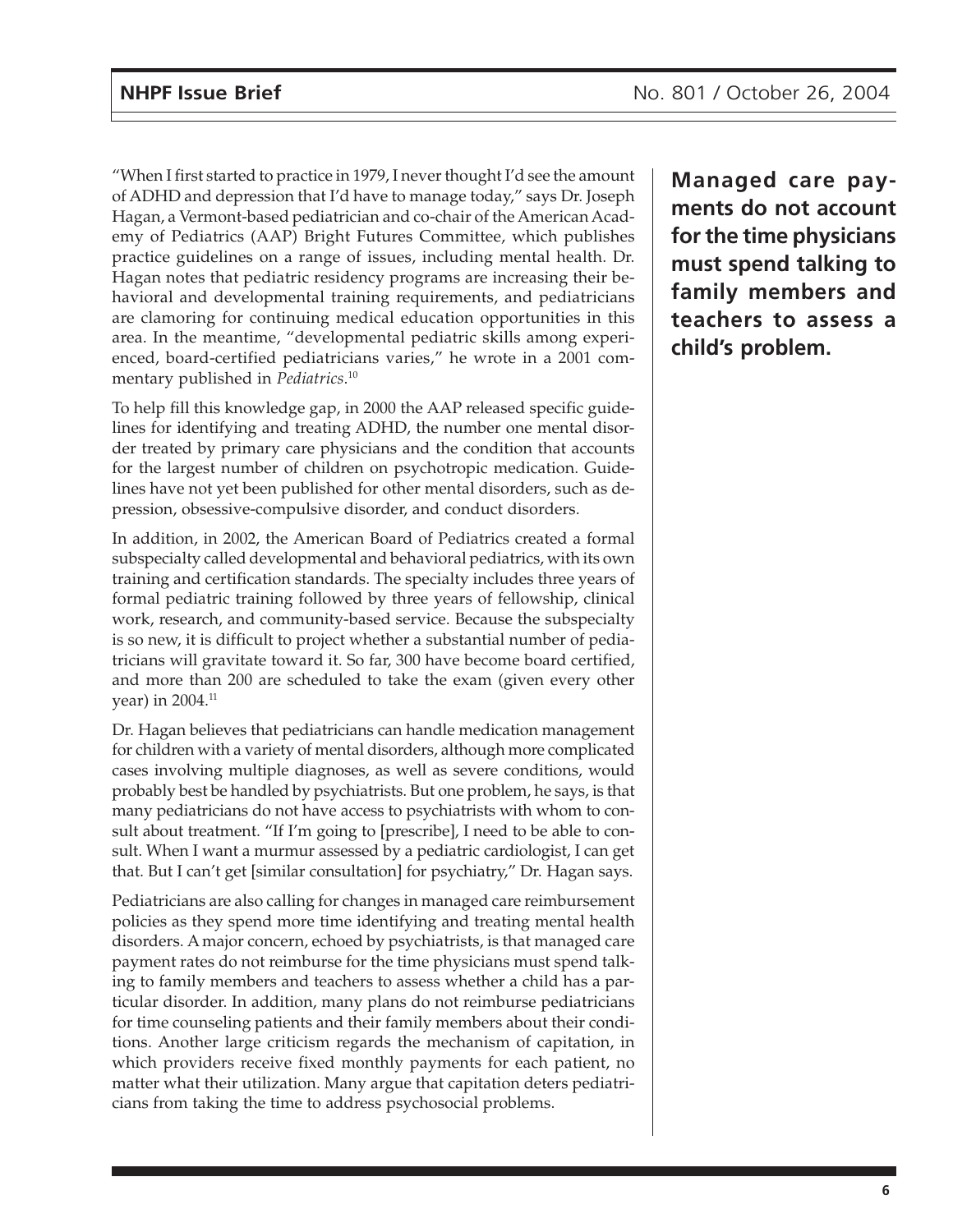"When I first started to practice in 1979, I never thought I'd see the amount of ADHD and depression that I'd have to manage today," says Dr. Joseph Hagan, a Vermont-based pediatrician and co-chair of the American Academy of Pediatrics (AAP) Bright Futures Committee, which publishes practice guidelines on a range of issues, including mental health. Dr. Hagan notes that pediatric residency programs are increasing their behavioral and developmental training requirements, and pediatricians are clamoring for continuing medical education opportunities in this area. In the meantime, "developmental pediatric skills among experienced, board-certified pediatricians varies," he wrote in a 2001 commentary published in *Pediatrics*.[10]

**Managed care payments do not account for the time physicians must spend talking to family members and teachers to assess a child's problem.**

To help fill this knowledge gap, in 2000 the AAP released specific guidelines for identifying and treating ADHD, the number one mental disorder treated by primary care physicians and the condition that accounts for the largest number of children on psychotropic medication. Guidelines have not yet been published for other mental disorders, such as depression, obsessive-compulsive disorder, and conduct disorders.

In addition, in 2002, the American Board of Pediatrics created a formal subspecialty called developmental and behavioral pediatrics, with its own training and certification standards. The specialty includes three years of formal pediatric training followed by three years of fellowship, clinical work, research, and community-based service. Because the subspecialty is so new, it is difficult to project whether a substantial number of pediatricians will gravitate toward it. So far, 300 have become board certified, and more than 200 are scheduled to take the exam (given every other year) in 2004.[11]

Dr. Hagan believes that pediatricians can handle medication management for children with a variety of mental disorders, although more complicated cases involving multiple diagnoses, as well as severe conditions, would probably best be handled by psychiatrists. But one problem, he says, is that many pediatricians do not have access to psychiatrists with whom to consult about treatment. "If I'm going to [prescribe], I need to be able to consult. When I want a murmur assessed by a pediatric cardiologist, I can get that. But I can't get [similar consultation] for psychiatry," Dr. Hagan says.

Pediatricians are also calling for changes in managed care reimbursement policies as they spend more time identifying and treating mental health disorders. A major concern, echoed by psychiatrists, is that managed care payment rates do not reimburse for the time physicians must spend talking to family members and teachers to assess whether a child has a particular disorder. In addition, many plans do not reimburse pediatricians for time counseling patients and their family members about their conditions. Another large criticism regards the mechanism of capitation, in which providers receive fixed monthly payments for each patient, no matter what their utilization. Many argue that capitation deters pediatricians from taking the time to address psychosocial problems.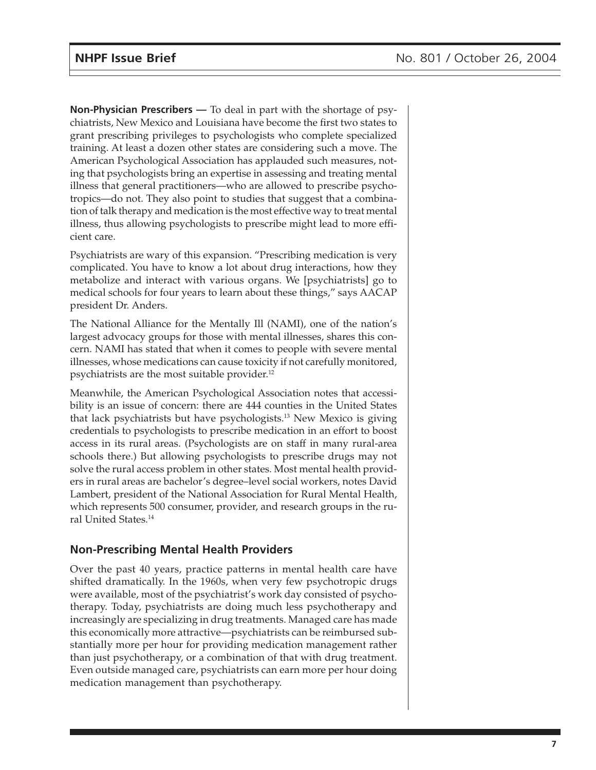**Non-Physician Prescribers —** To deal in part with the shortage of psychiatrists, New Mexico and Louisiana have become the first two states to grant prescribing privileges to psychologists who complete specialized training. At least a dozen other states are considering such a move. The American Psychological Association has applauded such measures, noting that psychologists bring an expertise in assessing and treating mental illness that general practitioners—who are allowed to prescribe psychotropics—do not. They also point to studies that suggest that a combination of talk therapy and medication is the most effective way to treat mental illness, thus allowing psychologists to prescribe might lead to more efficient care.

Psychiatrists are wary of this expansion. "Prescribing medication is very complicated. You have to know a lot about drug interactions, how they metabolize and interact with various organs. We [psychiatrists] go to medical schools for four years to learn about these things," says AACAP president Dr. Anders.

The National Alliance for the Mentally Ill (NAMI), one of the nation's largest advocacy groups for those with mental illnesses, shares this concern. NAMI has stated that when it comes to people with severe mental illnesses, whose medications can cause toxicity if not carefully monitored, psychiatrists are the most suitable provider.[12]

Meanwhile, the American Psychological Association notes that accessibility is an issue of concern: there are 444 counties in the United States that lack psychiatrists but have psychologists.[13] New Mexico is giving credentials to psychologists to prescribe medication in an effort to boost access in its rural areas. (Psychologists are on staff in many rural-area schools there.) But allowing psychologists to prescribe drugs may not solve the rural access problem in other states. Most mental health providers in rural areas are bachelor's degree–level social workers, notes David Lambert, president of the National Association for Rural Mental Health, which represents 500 consumer, provider, and research groups in the rural United States.[14]

## Non-Prescribing Mental Health Providers

Over the past 40 years, practice patterns in mental health care have shifted dramatically. In the 1960s, when very few psychotropic drugs were available, most of the psychiatrist's work day consisted of psychotherapy. Today, psychiatrists are doing much less psychotherapy and increasingly are specializing in drug treatments. Managed care has made this economically more attractive—psychiatrists can be reimbursed substantially more per hour for providing medication management rather than just psychotherapy, or a combination of that with drug treatment. Even outside managed care, psychiatrists can earn more per hour doing medication management than psychotherapy.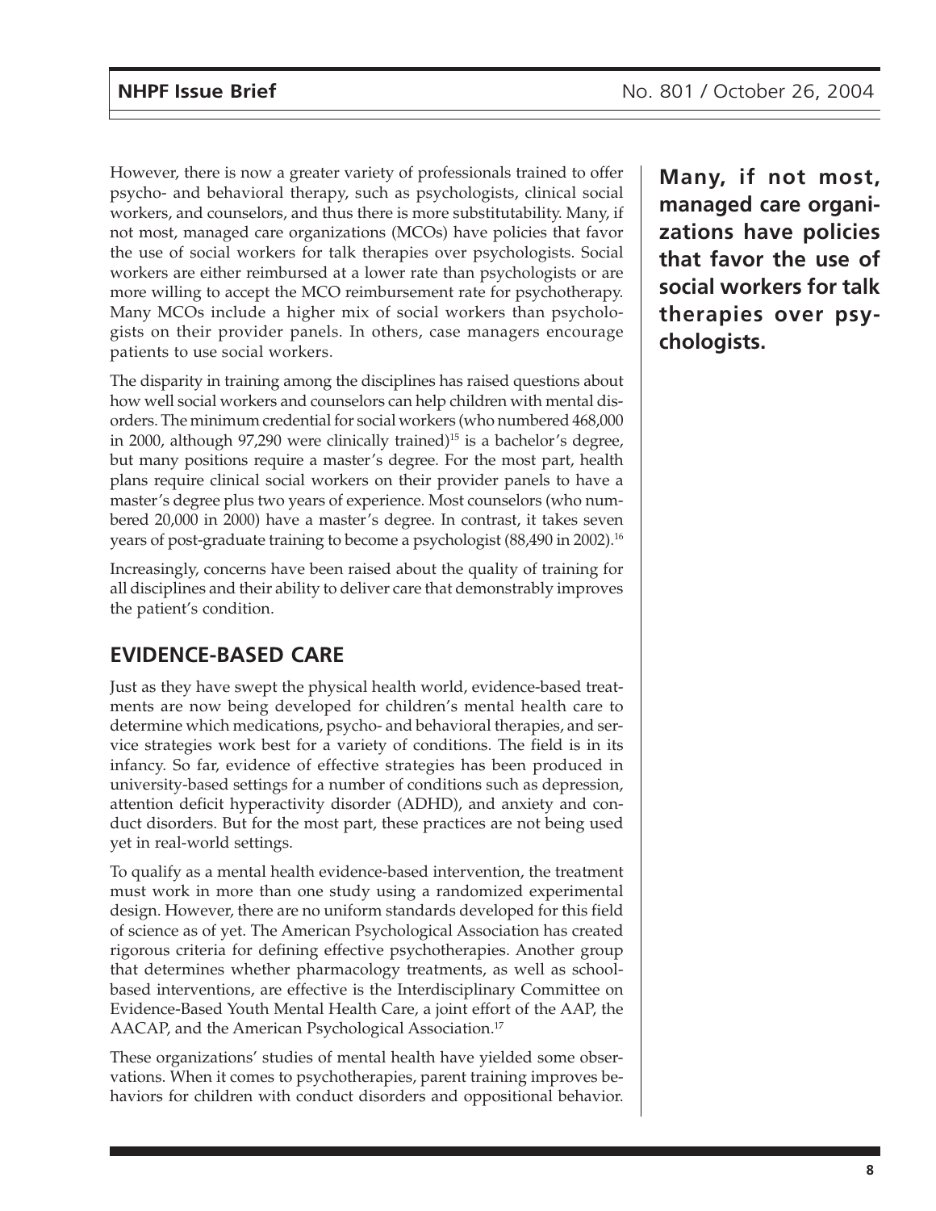However, there is now a greater variety of professionals trained to offer psycho- and behavioral therapy, such as psychologists, clinical social workers, and counselors, and thus there is more substitutability. Many, if not most, managed care organizations (MCOs) have policies that favor the use of social workers for talk therapies over psychologists. Social workers are either reimbursed at a lower rate than psychologists or are more willing to accept the MCO reimbursement rate for psychotherapy. Many MCOs include a higher mix of social workers than psychologists on their provider panels. In others, case managers encourage patients to use social workers.

**Many, if not most, managed care organizations have policies that favor the use of social workers for talk therapies over psychologists.**

The disparity in training among the disciplines has raised questions about how well social workers and counselors can help children with mental disorders. The minimum credential for social workers (who numbered 468,000 in 2000, although 97,290 were clinically trained)[15] is a bachelor's degree, but many positions require a master's degree. For the most part, health plans require clinical social workers on their provider panels to have a master's degree plus two years of experience. Most counselors (who numbered 20,000 in 2000) have a master's degree. In contrast, it takes seven years of post-graduate training to become a psychologist (88,490 in 2002).[16]

Increasingly, concerns have been raised about the quality of training for all disciplines and their ability to deliver care that demonstrably improves the patient's condition.

## EVIDENCE-BASED CARE

Just as they have swept the physical health world, evidence-based treatments are now being developed for children's mental health care to determine which medications, psycho- and behavioral therapies, and service strategies work best for a variety of conditions. The field is in its infancy. So far, evidence of effective strategies has been produced in university-based settings for a number of conditions such as depression, attention deficit hyperactivity disorder (ADHD), and anxiety and conduct disorders. But for the most part, these practices are not being used yet in real-world settings.

To qualify as a mental health evidence-based intervention, the treatment must work in more than one study using a randomized experimental design. However, there are no uniform standards developed for this field of science as of yet. The American Psychological Association has created rigorous criteria for defining effective psychotherapies. Another group that determines whether pharmacology treatments, as well as school-based interventions, are effective is the Interdisciplinary Committee on Evidence-Based Youth Mental Health Care, a joint effort of the AAP, the AACAP, and the American Psychological Association.[17]

These organizations' studies of mental health have yielded some observations. When it comes to psychotherapies, parent training improves behaviors for children with conduct disorders and oppositional behavior.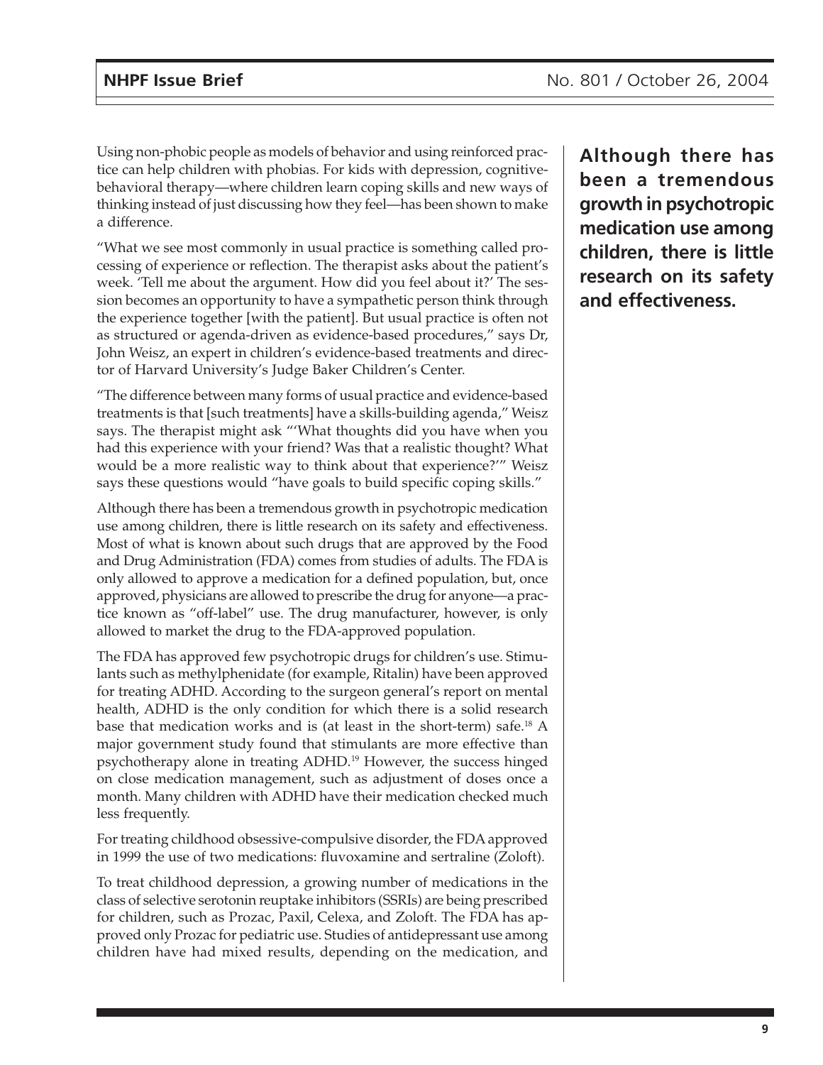Using non-phobic people as models of behavior and using reinforced practice can help children with phobias. For kids with depression, cognitive-behavioral therapy—where children learn coping skills and new ways of thinking instead of just discussing how they feel—has been shown to make a difference.

"What we see most commonly in usual practice is something called processing of experience or reflection. The therapist asks about the patient's week. 'Tell me about the argument. How did you feel about it?' The session becomes an opportunity to have a sympathetic person think through the experience together [with the patient]. But usual practice is often not as structured or agenda-driven as evidence-based procedures," says Dr, John Weisz, an expert in children's evidence-based treatments and director of Harvard University's Judge Baker Children's Center.

"The difference between many forms of usual practice and evidence-based treatments is that [such treatments] have a skills-building agenda," Weisz says. The therapist might ask "'What thoughts did you have when you had this experience with your friend? Was that a realistic thought? What would be a more realistic way to think about that experience?'" Weisz says these questions would "have goals to build specific coping skills."

**Although there has been a tremendous growth in psychotropic medication use among children, there is little research on its safety and effectiveness.**

Although there has been a tremendous growth in psychotropic medication use among children, there is little research on its safety and effectiveness. Most of what is known about such drugs that are approved by the Food and Drug Administration (FDA) comes from studies of adults. The FDA is only allowed to approve a medication for a defined population, but, once approved, physicians are allowed to prescribe the drug for anyone—a practice known as "off-label" use. The drug manufacturer, however, is only allowed to market the drug to the FDA-approved population.

The FDA has approved few psychotropic drugs for children's use. Stimulants such as methylphenidate (for example, Ritalin) have been approved for treating ADHD. According to the surgeon general's report on mental health, ADHD is the only condition for which there is a solid research base that medication works and is (at least in the short-term) safe.[18] A major government study found that stimulants are more effective than psychotherapy alone in treating ADHD.[19] However, the success hinged on close medication management, such as adjustment of doses once a month. Many children with ADHD have their medication checked much less frequently.

For treating childhood obsessive-compulsive disorder, the FDA approved in 1999 the use of two medications: fluvoxamine and sertraline (Zoloft).

To treat childhood depression, a growing number of medications in the class of selective serotonin reuptake inhibitors (SSRIs) are being prescribed for children, such as Prozac, Paxil, Celexa, and Zoloft. The FDA has approved only Prozac for pediatric use. Studies of antidepressant use among children have had mixed results, depending on the medication, and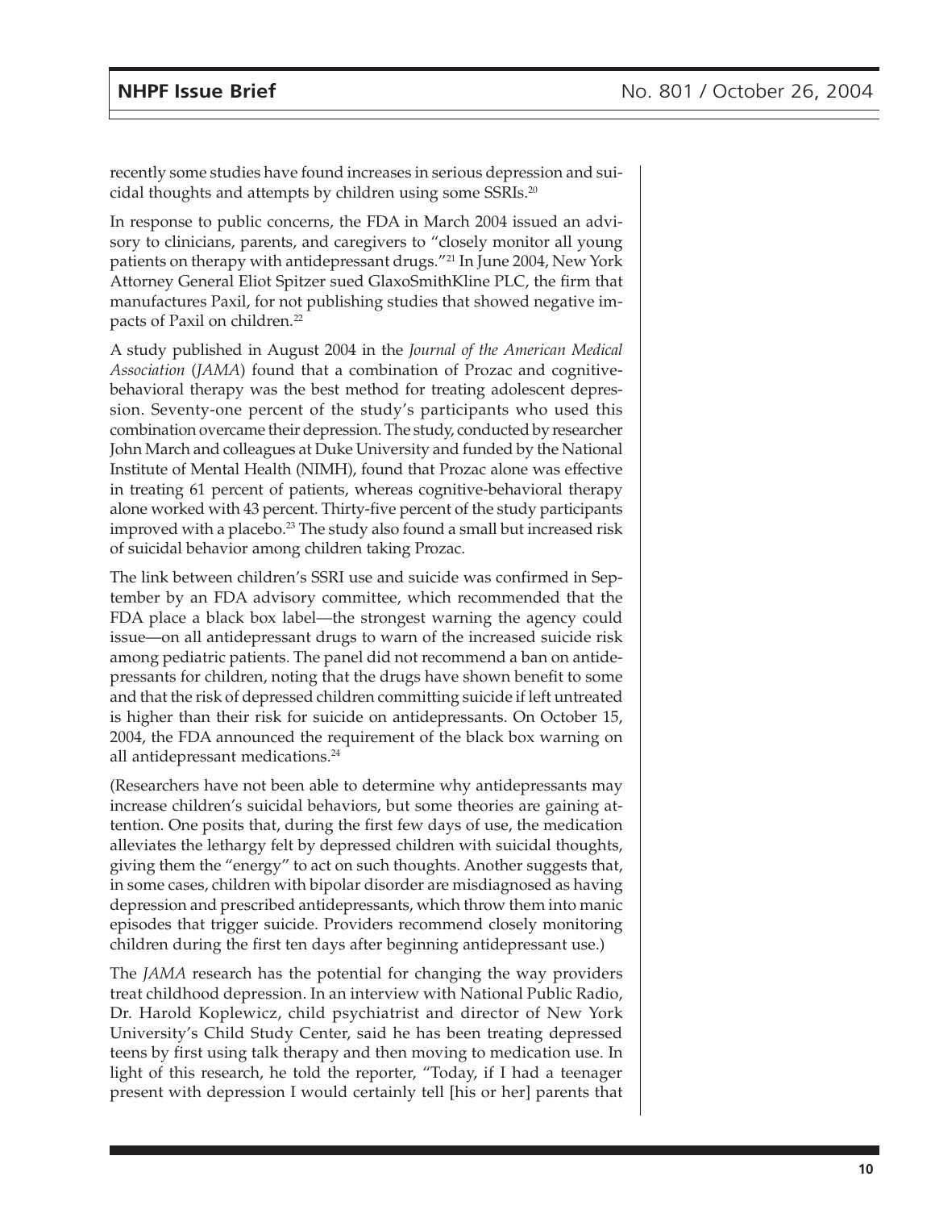recently some studies have found increases in serious depression and suicidal thoughts and attempts by children using some SSRIs.[20]

In response to public concerns, the FDA in March 2004 issued an advisory to clinicians, parents, and caregivers to "closely monitor all young patients on therapy with antidepressant drugs."[21] In June 2004, New York Attorney General Eliot Spitzer sued GlaxoSmithKline PLC, the firm that manufactures Paxil, for not publishing studies that showed negative impacts of Paxil on children.[22]

A study published in August 2004 in the *Journal of the American Medical Association* (*JAMA*) found that a combination of Prozac and cognitive-behavioral therapy was the best method for treating adolescent depression. Seventy-one percent of the study's participants who used this combination overcame their depression. The study, conducted by researcher John March and colleagues at Duke University and funded by the National Institute of Mental Health (NIMH), found that Prozac alone was effective in treating 61 percent of patients, whereas cognitive-behavioral therapy alone worked with 43 percent. Thirty-five percent of the study participants improved with a placebo.[23] The study also found a small but increased risk of suicidal behavior among children taking Prozac.

The link between children's SSRI use and suicide was confirmed in September by an FDA advisory committee, which recommended that the FDA place a black box label—the strongest warning the agency could issue—on all antidepressant drugs to warn of the increased suicide risk among pediatric patients. The panel did not recommend a ban on antidepressants for children, noting that the drugs have shown benefit to some and that the risk of depressed children committing suicide if left untreated is higher than their risk for suicide on antidepressants. On October 15, 2004, the FDA announced the requirement of the black box warning on all antidepressant medications.[24]

(Researchers have not been able to determine why antidepressants may increase children's suicidal behaviors, but some theories are gaining attention. One posits that, during the first few days of use, the medication alleviates the lethargy felt by depressed children with suicidal thoughts, giving them the "energy" to act on such thoughts. Another suggests that, in some cases, children with bipolar disorder are misdiagnosed as having depression and prescribed antidepressants, which throw them into manic episodes that trigger suicide. Providers recommend closely monitoring children during the first ten days after beginning antidepressant use.)

The *JAMA* research has the potential for changing the way providers treat childhood depression. In an interview with National Public Radio, Dr. Harold Koplewicz, child psychiatrist and director of New York University's Child Study Center, said he has been treating depressed teens by first using talk therapy and then moving to medication use. In light of this research, he told the reporter, "Today, if I had a teenager present with depression I would certainly tell [his or her] parents that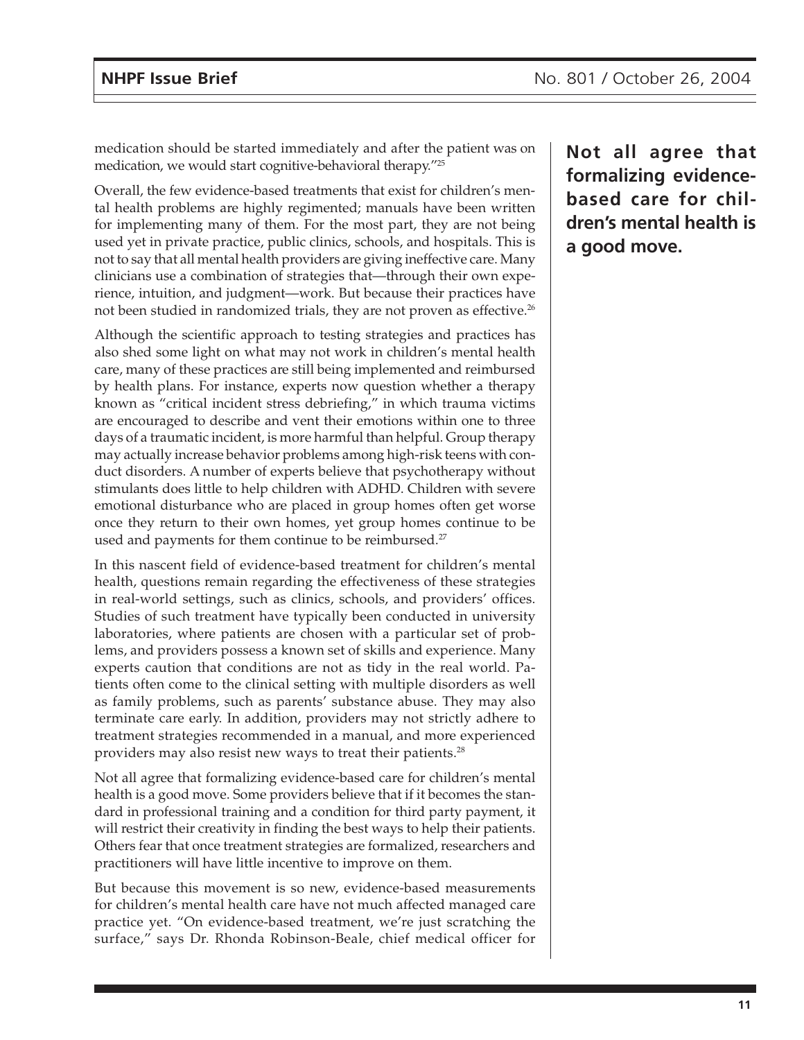medication should be started immediately and after the patient was on medication, we would start cognitive-behavioral therapy."[25]

**Not all agree that formalizing evidence-based care for children's mental health is a good move.**

Overall, the few evidence-based treatments that exist for children's mental health problems are highly regimented; manuals have been written for implementing many of them. For the most part, they are not being used yet in private practice, public clinics, schools, and hospitals. This is not to say that all mental health providers are giving ineffective care. Many clinicians use a combination of strategies that—through their own experience, intuition, and judgment—work. But because their practices have not been studied in randomized trials, they are not proven as effective.[26]

Although the scientific approach to testing strategies and practices has also shed some light on what may not work in children's mental health care, many of these practices are still being implemented and reimbursed by health plans. For instance, experts now question whether a therapy known as "critical incident stress debriefing," in which trauma victims are encouraged to describe and vent their emotions within one to three days of a traumatic incident, is more harmful than helpful. Group therapy may actually increase behavior problems among high-risk teens with conduct disorders. A number of experts believe that psychotherapy without stimulants does little to help children with ADHD. Children with severe emotional disturbance who are placed in group homes often get worse once they return to their own homes, yet group homes continue to be used and payments for them continue to be reimbursed.[27]

In this nascent field of evidence-based treatment for children's mental health, questions remain regarding the effectiveness of these strategies in real-world settings, such as clinics, schools, and providers' offices. Studies of such treatment have typically been conducted in university laboratories, where patients are chosen with a particular set of problems, and providers possess a known set of skills and experience. Many experts caution that conditions are not as tidy in the real world. Patients often come to the clinical setting with multiple disorders as well as family problems, such as parents' substance abuse. They may also terminate care early. In addition, providers may not strictly adhere to treatment strategies recommended in a manual, and more experienced providers may also resist new ways to treat their patients.[28]

Not all agree that formalizing evidence-based care for children's mental health is a good move. Some providers believe that if it becomes the standard in professional training and a condition for third party payment, it will restrict their creativity in finding the best ways to help their patients. Others fear that once treatment strategies are formalized, researchers and practitioners will have little incentive to improve on them.

But because this movement is so new, evidence-based measurements for children's mental health care have not much affected managed care practice yet. "On evidence-based treatment, we're just scratching the surface," says Dr. Rhonda Robinson-Beale, chief medical officer for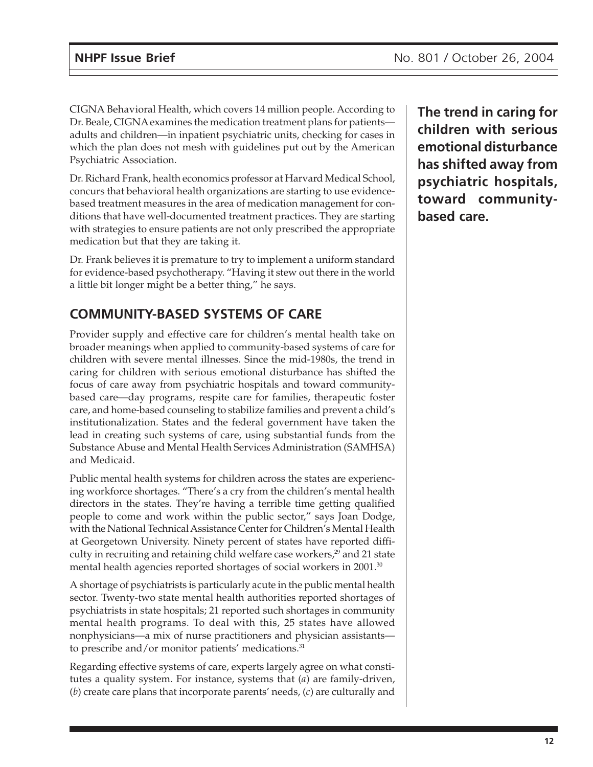CIGNA Behavioral Health, which covers 14 million people. According to Dr. Beale, CIGNA examines the medication treatment plans for patients—adults and children—in inpatient psychiatric units, checking for cases in which the plan does not mesh with guidelines put out by the American Psychiatric Association.

Dr. Richard Frank, health economics professor at Harvard Medical School, concurs that behavioral health organizations are starting to use evidence-based treatment measures in the area of medication management for conditions that have well-documented treatment practices. They are starting with strategies to ensure patients are not only prescribed the appropriate medication but that they are taking it.

Dr. Frank believes it is premature to try to implement a uniform standard for evidence-based psychotherapy. "Having it stew out there in the world a little bit longer might be a better thing," he says.

**The trend in caring for children with serious emotional disturbance has shifted away from psychiatric hospitals, toward community-based care.**

## COMMUNITY-BASED SYSTEMS OF CARE

Provider supply and effective care for children's mental health take on broader meanings when applied to community-based systems of care for children with severe mental illnesses. Since the mid-1980s, the trend in caring for children with serious emotional disturbance has shifted the focus of care away from psychiatric hospitals and toward community-based care—day programs, respite care for families, therapeutic foster care, and home-based counseling to stabilize families and prevent a child's institutionalization. States and the federal government have taken the lead in creating such systems of care, using substantial funds from the Substance Abuse and Mental Health Services Administration (SAMHSA) and Medicaid.

Public mental health systems for children across the states are experiencing workforce shortages. "There's a cry from the children's mental health directors in the states. They're having a terrible time getting qualified people to come and work within the public sector," says Joan Dodge, with the National Technical Assistance Center for Children's Mental Health at Georgetown University. Ninety percent of states have reported difficulty in recruiting and retaining child welfare case workers,[29] and 21 state mental health agencies reported shortages of social workers in 2001.[30]

A shortage of psychiatrists is particularly acute in the public mental health sector. Twenty-two state mental health authorities reported shortages of psychiatrists in state hospitals; 21 reported such shortages in community mental health programs. To deal with this, 25 states have allowed nonphysicians—a mix of nurse practitioners and physician assistants—to prescribe and/or monitor patients' medications.[31]

Regarding effective systems of care, experts largely agree on what constitutes a quality system. For instance, systems that (*a*) are family-driven, (*b*) create care plans that incorporate parents' needs, (*c*) are culturally and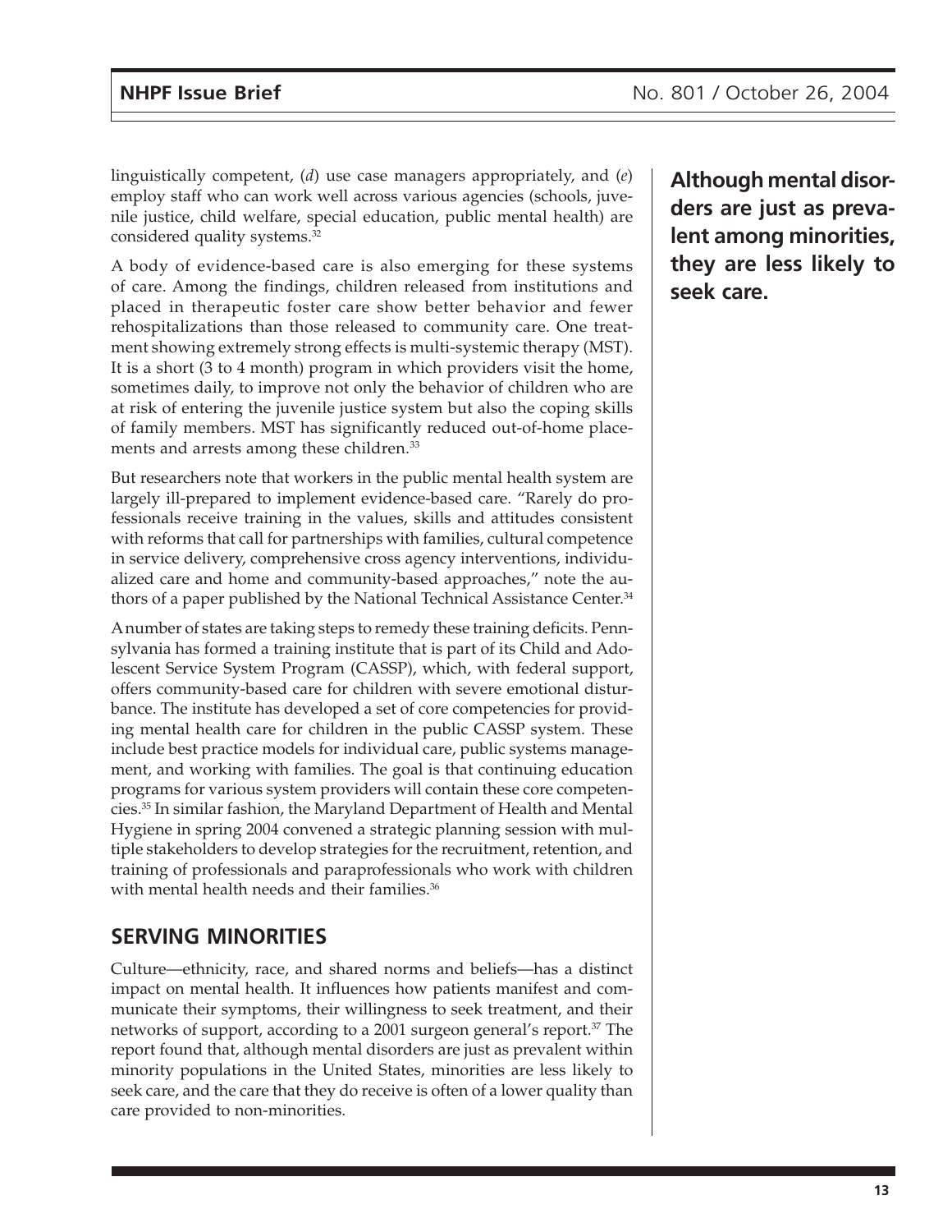linguistically competent, (*d*) use case managers appropriately, and (*e*) employ staff who can work well across various agencies (schools, juvenile justice, child welfare, special education, public mental health) are considered quality systems.[32]

A body of evidence-based care is also emerging for these systems of care. Among the findings, children released from institutions and placed in therapeutic foster care show better behavior and fewer rehospitalizations than those released to community care. One treatment showing extremely strong effects is multi-systemic therapy (MST). It is a short (3 to 4 month) program in which providers visit the home, sometimes daily, to improve not only the behavior of children who are at risk of entering the juvenile justice system but also the coping skills of family members. MST has significantly reduced out-of-home placements and arrests among these children.[33]

But researchers note that workers in the public mental health system are largely ill-prepared to implement evidence-based care. "Rarely do professionals receive training in the values, skills and attitudes consistent with reforms that call for partnerships with families, cultural competence in service delivery, comprehensive cross agency interventions, individualized care and home and community-based approaches," note the authors of a paper published by the National Technical Assistance Center.[34]

A number of states are taking steps to remedy these training deficits. Pennsylvania has formed a training institute that is part of its Child and Adolescent Service System Program (CASSP), which, with federal support, offers community-based care for children with severe emotional disturbance. The institute has developed a set of core competencies for providing mental health care for children in the public CASSP system. These include best practice models for individual care, public systems management, and working with families. The goal is that continuing education programs for various system providers will contain these core competencies.[35] In similar fashion, the Maryland Department of Health and Mental Hygiene in spring 2004 convened a strategic planning session with multiple stakeholders to develop strategies for the recruitment, retention, and training of professionals and paraprofessionals who work with children with mental health needs and their families.[36]

## SERVING MINORITIES

Culture—ethnicity, race, and shared norms and beliefs—has a distinct impact on mental health. It influences how patients manifest and communicate their symptoms, their willingness to seek treatment, and their networks of support, according to a 2001 surgeon general's report.[37] The report found that, although mental disorders are just as prevalent within minority populations in the United States, minorities are less likely to seek care, and the care that they do receive is often of a lower quality than care provided to non-minorities.

**Although mental disorders are just as prevalent among minorities, they are less likely to seek care.**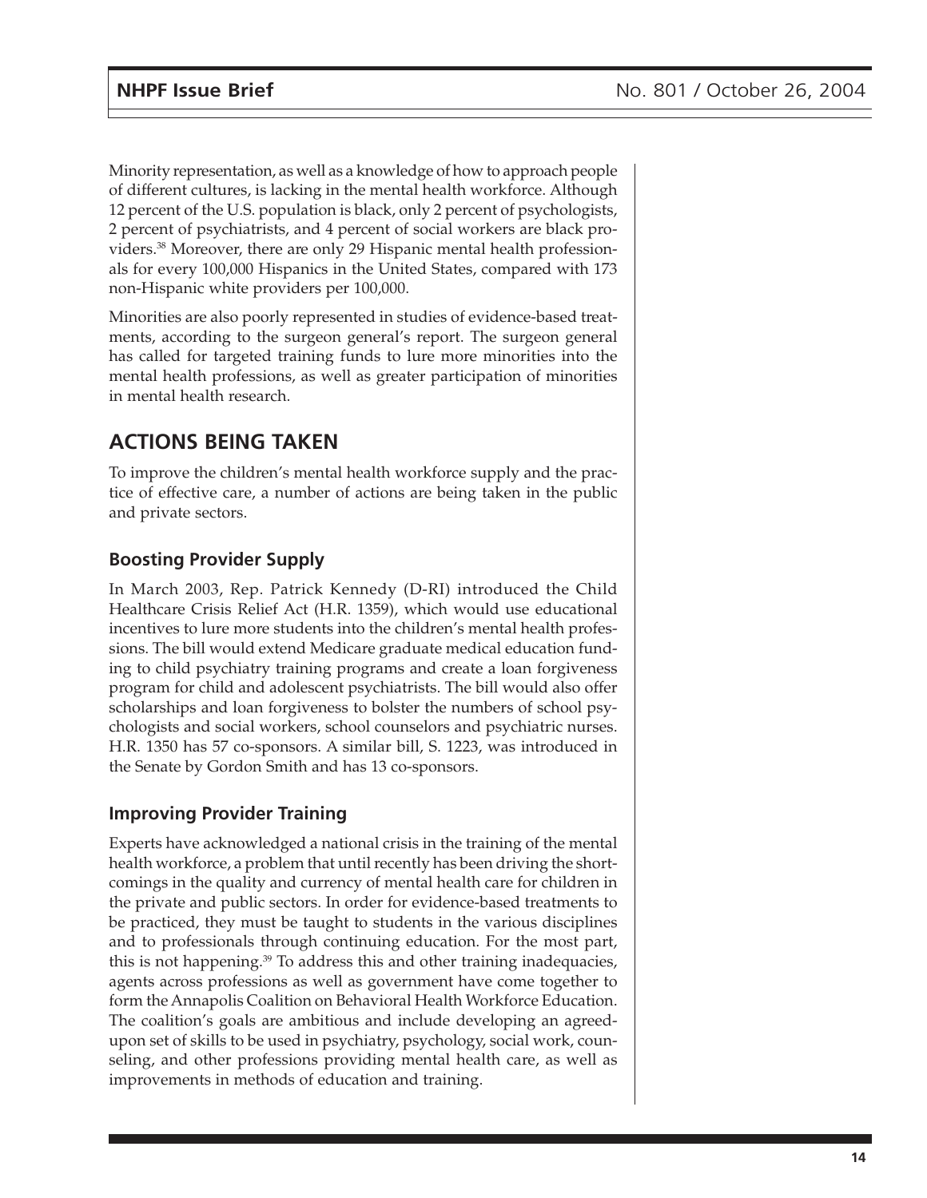Minority representation, as well as a knowledge of how to approach people of different cultures, is lacking in the mental health workforce. Although 12 percent of the U.S. population is black, only 2 percent of psychologists, 2 percent of psychiatrists, and 4 percent of social workers are black providers.[38] Moreover, there are only 29 Hispanic mental health professionals for every 100,000 Hispanics in the United States, compared with 173 non-Hispanic white providers per 100,000.

Minorities are also poorly represented in studies of evidence-based treatments, according to the surgeon general's report. The surgeon general has called for targeted training funds to lure more minorities into the mental health professions, as well as greater participation of minorities in mental health research.

## ACTIONS BEING TAKEN

To improve the children's mental health workforce supply and the practice of effective care, a number of actions are being taken in the public and private sectors.

### Boosting Provider Supply

In March 2003, Rep. Patrick Kennedy (D-RI) introduced the Child Healthcare Crisis Relief Act (H.R. 1359), which would use educational incentives to lure more students into the children's mental health professions. The bill would extend Medicare graduate medical education funding to child psychiatry training programs and create a loan forgiveness program for child and adolescent psychiatrists. The bill would also offer scholarships and loan forgiveness to bolster the numbers of school psychologists and social workers, school counselors and psychiatric nurses. H.R. 1350 has 57 co-sponsors. A similar bill, S. 1223, was introduced in the Senate by Gordon Smith and has 13 co-sponsors.

### Improving Provider Training

Experts have acknowledged a national crisis in the training of the mental health workforce, a problem that until recently has been driving the shortcomings in the quality and currency of mental health care for children in the private and public sectors. In order for evidence-based treatments to be practiced, they must be taught to students in the various disciplines and to professionals through continuing education. For the most part, this is not happening.[39] To address this and other training inadequacies, agents across professions as well as government have come together to form the Annapolis Coalition on Behavioral Health Workforce Education. The coalition's goals are ambitious and include developing an agreed-upon set of skills to be used in psychiatry, psychology, social work, counseling, and other professions providing mental health care, as well as improvements in methods of education and training.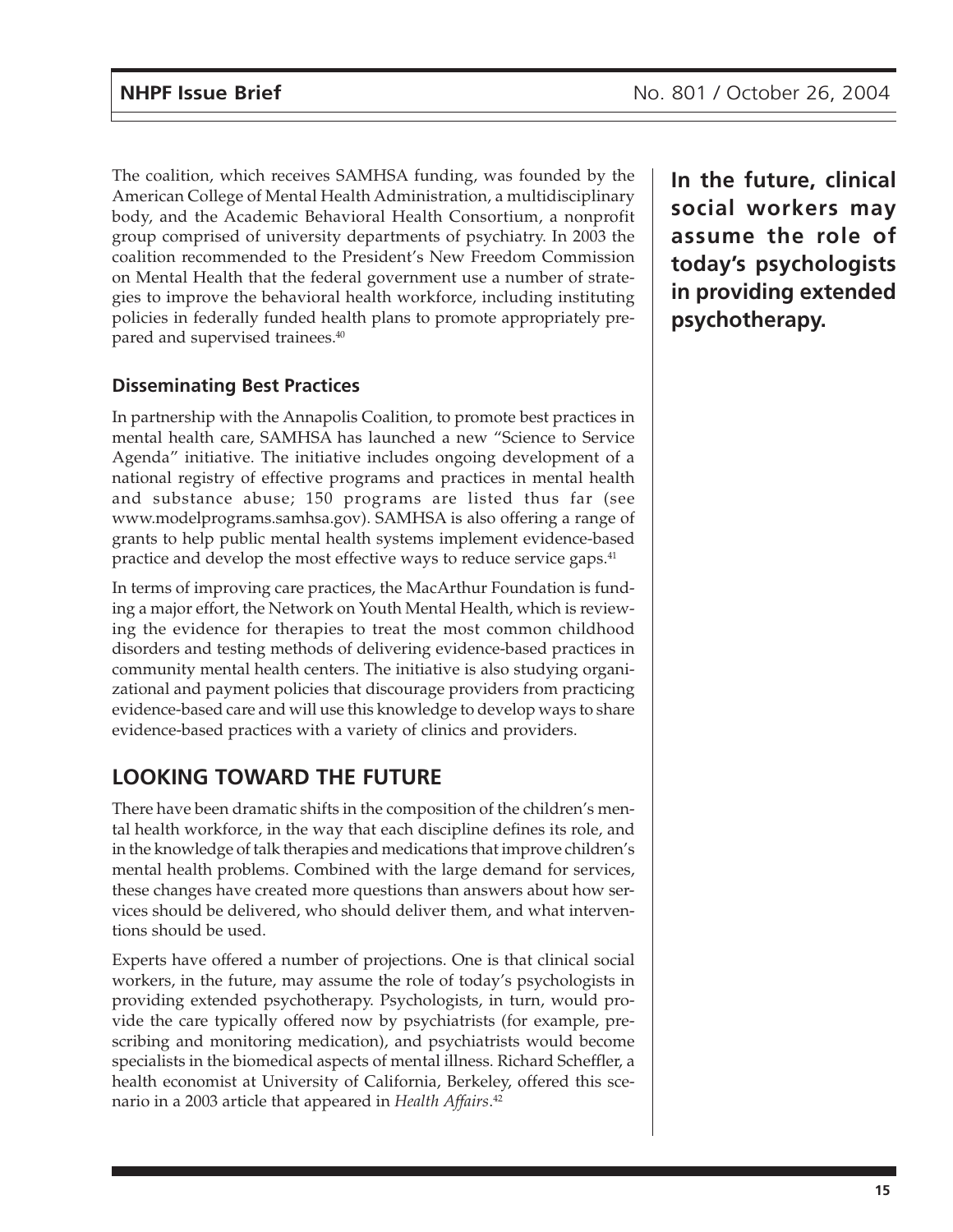The coalition, which receives SAMHSA funding, was founded by the American College of Mental Health Administration, a multidisciplinary body, and the Academic Behavioral Health Consortium, a nonprofit group comprised of university departments of psychiatry. In 2003 the coalition recommended to the President's New Freedom Commission on Mental Health that the federal government use a number of strategies to improve the behavioral health workforce, including instituting policies in federally funded health plans to promote appropriately prepared and supervised trainees.[40]

**In the future, clinical social workers may assume the role of today's psychologists in providing extended psychotherapy.**

### Disseminating Best Practices

In partnership with the Annapolis Coalition, to promote best practices in mental health care, SAMHSA has launched a new "Science to Service Agenda" initiative. The initiative includes ongoing development of a national registry of effective programs and practices in mental health and substance abuse; 150 programs are listed thus far (see www.modelprograms.samhsa.gov). SAMHSA is also offering a range of grants to help public mental health systems implement evidence-based practice and develop the most effective ways to reduce service gaps.[41]

In terms of improving care practices, the MacArthur Foundation is funding a major effort, the Network on Youth Mental Health, which is reviewing the evidence for therapies to treat the most common childhood disorders and testing methods of delivering evidence-based practices in community mental health centers. The initiative is also studying organizational and payment policies that discourage providers from practicing evidence-based care and will use this knowledge to develop ways to share evidence-based practices with a variety of clinics and providers.

## LOOKING TOWARD THE FUTURE

There have been dramatic shifts in the composition of the children's mental health workforce, in the way that each discipline defines its role, and in the knowledge of talk therapies and medications that improve children's mental health problems. Combined with the large demand for services, these changes have created more questions than answers about how services should be delivered, who should deliver them, and what interventions should be used.

Experts have offered a number of projections. One is that clinical social workers, in the future, may assume the role of today's psychologists in providing extended psychotherapy. Psychologists, in turn, would provide the care typically offered now by psychiatrists (for example, prescribing and monitoring medication), and psychiatrists would become specialists in the biomedical aspects of mental illness. Richard Scheffler, a health economist at University of California, Berkeley, offered this scenario in a 2003 article that appeared in *Health Affairs*.[42]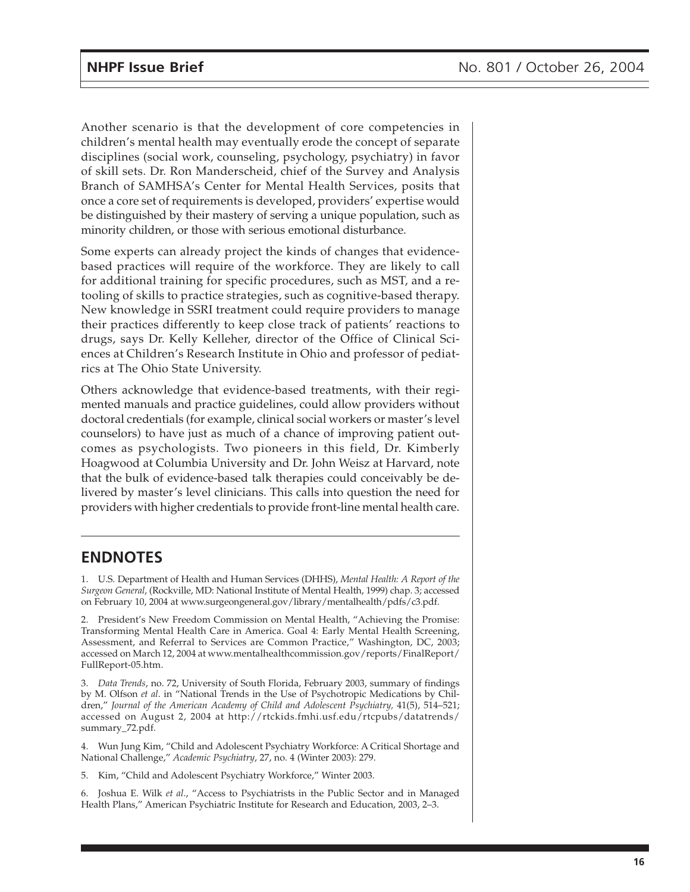Another scenario is that the development of core competencies in children's mental health may eventually erode the concept of separate disciplines (social work, counseling, psychology, psychiatry) in favor of skill sets. Dr. Ron Manderscheid, chief of the Survey and Analysis Branch of SAMHSA's Center for Mental Health Services, posits that once a core set of requirements is developed, providers' expertise would be distinguished by their mastery of serving a unique population, such as minority children, or those with serious emotional disturbance.

Some experts can already project the kinds of changes that evidence-based practices will require of the workforce. They are likely to call for additional training for specific procedures, such as MST, and a retooling of skills to practice strategies, such as cognitive-based therapy. New knowledge in SSRI treatment could require providers to manage their practices differently to keep close track of patients' reactions to drugs, says Dr. Kelly Kelleher, director of the Office of Clinical Sciences at Children's Research Institute in Ohio and professor of pediatrics at The Ohio State University.

Others acknowledge that evidence-based treatments, with their regimented manuals and practice guidelines, could allow providers without doctoral credentials (for example, clinical social workers or master's level counselors) to have just as much of a chance of improving patient outcomes as psychologists. Two pioneers in this field, Dr. Kimberly Hoagwood at Columbia University and Dr. John Weisz at Harvard, note that the bulk of evidence-based talk therapies could conceivably be delivered by master's level clinicians. This calls into question the need for providers with higher credentials to provide front-line mental health care.

## ENDNOTES

1. U.S. Department of Health and Human Services (DHHS), *Mental Health: A Report of the Surgeon General*, (Rockville, MD: National Institute of Mental Health, 1999) chap. 3; accessed on February 10, 2004 at www.surgeongeneral.gov/library/mentalhealth/pdfs/c3.pdf.

2. President's New Freedom Commission on Mental Health, "Achieving the Promise: Transforming Mental Health Care in America. Goal 4: Early Mental Health Screening, Assessment, and Referral to Services are Common Practice," Washington, DC, 2003; accessed on March 12, 2004 at www.mentalhealthcommission.gov/reports/FinalReport/FullReport-05.htm.

3. *Data Trends*, no. 72, University of South Florida, February 2003, summary of findings by M. Olfson *et al*. in "National Trends in the Use of Psychotropic Medications by Children," *Journal of the American Academy of Child and Adolescent Psychiatry*, 41(5), 514–521; accessed on August 2, 2004 at http://rtckids.fmhi.usf.edu/rtcpubs/datatrends/summary_72.pdf.

4. Wun Jung Kim, "Child and Adolescent Psychiatry Workforce: A Critical Shortage and National Challenge," *Academic Psychiatry*, 27, no. 4 (Winter 2003): 279.

5. Kim, "Child and Adolescent Psychiatry Workforce," Winter 2003.

6. Joshua E. Wilk *et al*., "Access to Psychiatrists in the Public Sector and in Managed Health Plans," American Psychiatric Institute for Research and Education, 2003, 2–3.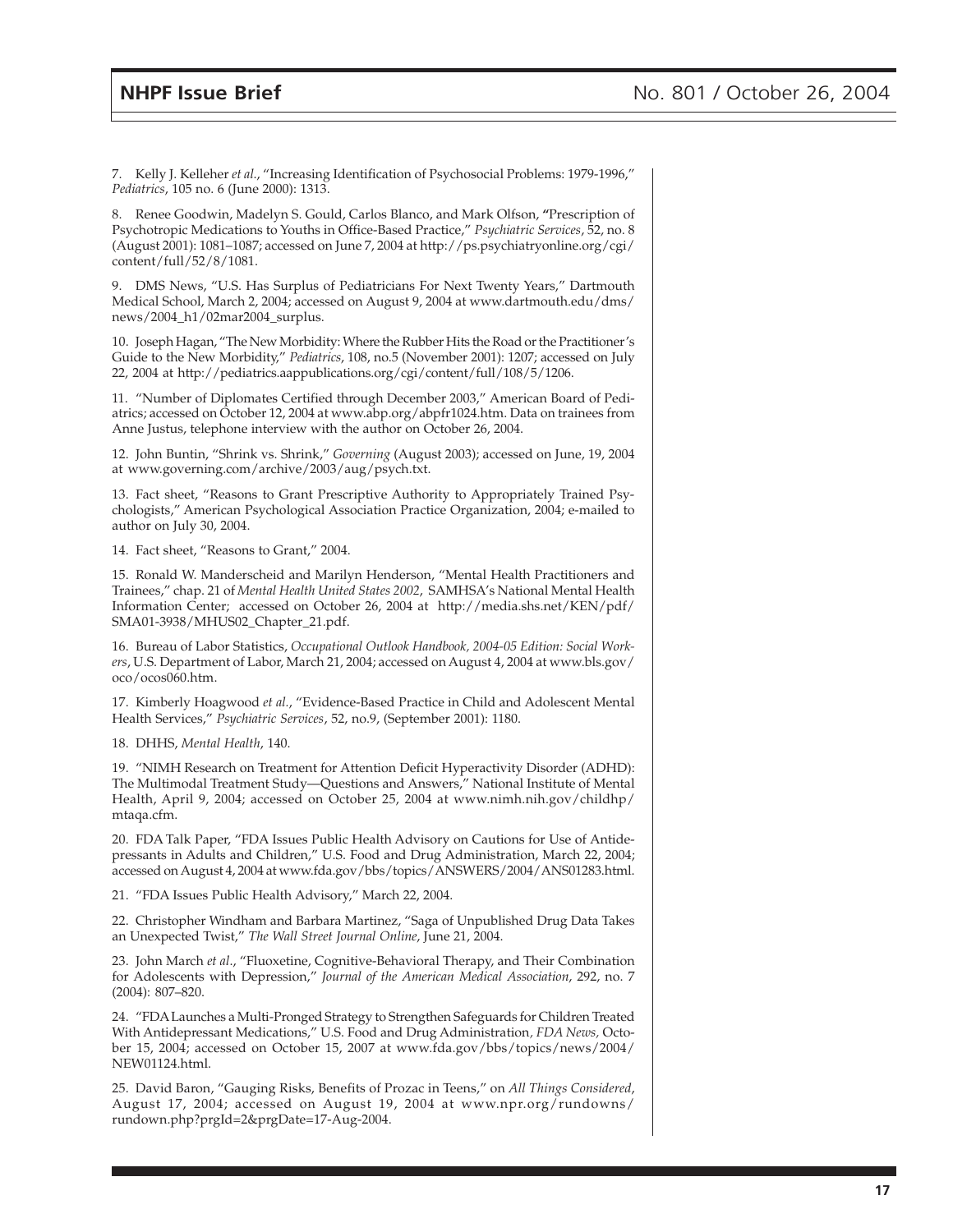7. Kelly J. Kelleher *et al*., "Increasing Identification of Psychosocial Problems: 1979-1996," *Pediatrics*, 105 no. 6 (June 2000): 1313.

8. Renee Goodwin, Madelyn S. Gould, Carlos Blanco, and Mark Olfson, **"**Prescription of Psychotropic Medications to Youths in Office-Based Practice," *Psychiatric Services*, 52, no. 8 (August 2001): 1081–1087; accessed on June 7, 2004 at http://ps.psychiatryonline.org/cgi/content/full/52/8/1081.

9. DMS News, "U.S. Has Surplus of Pediatricians For Next Twenty Years," Dartmouth Medical School, March 2, 2004; accessed on August 9, 2004 at www.dartmouth.edu/dms/news/2004_h1/02mar2004_surplus.

10. Joseph Hagan, "The New Morbidity: Where the Rubber Hits the Road or the Practitioner's Guide to the New Morbidity," *Pediatrics*, 108, no.5 (November 2001): 1207; accessed on July 22, 2004 at http://pediatrics.aappublications.org/cgi/content/full/108/5/1206.

11. "Number of Diplomates Certified through December 2003," American Board of Pediatrics; accessed on October 12, 2004 at www.abp.org/abpfr1024.htm. Data on trainees from Anne Justus, telephone interview with the author on October 26, 2004.

12. John Buntin, "Shrink vs. Shrink," *Governing* (August 2003); accessed on June, 19, 2004 at www.governing.com/archive/2003/aug/psych.txt.

13. Fact sheet, "Reasons to Grant Prescriptive Authority to Appropriately Trained Psychologists," American Psychological Association Practice Organization, 2004; e-mailed to author on July 30, 2004.

14. Fact sheet, "Reasons to Grant," 2004.

15. Ronald W. Manderscheid and Marilyn Henderson, "Mental Health Practitioners and Trainees," chap. 21 of *Mental Health United States 2002*, SAMHSA's National Mental Health Information Center; accessed on October 26, 2004 at http://media.shs.net/KEN/pdf/SMA01-3938/MHUS02_Chapter_21.pdf.

16. Bureau of Labor Statistics, *Occupational Outlook Handbook, 2004-05 Edition: Social Workers*, U.S. Department of Labor, March 21, 2004; accessed on August 4, 2004 at www.bls.gov/oco/ocos060.htm.

17. Kimberly Hoagwood *et al*., "Evidence-Based Practice in Child and Adolescent Mental Health Services," *Psychiatric Services*, 52, no.9, (September 2001): 1180.

18. DHHS, *Mental Health*, 140.

19. "NIMH Research on Treatment for Attention Deficit Hyperactivity Disorder (ADHD): The Multimodal Treatment Study—Questions and Answers," National Institute of Mental Health, April 9, 2004; accessed on October 25, 2004 at www.nimh.nih.gov/childhp/mtaqa.cfm.

20. FDA Talk Paper, "FDA Issues Public Health Advisory on Cautions for Use of Antidepressants in Adults and Children," U.S. Food and Drug Administration, March 22, 2004; accessed on August 4, 2004 at www.fda.gov/bbs/topics/ANSWERS/2004/ANS01283.html.

21. "FDA Issues Public Health Advisory," March 22, 2004.

22. Christopher Windham and Barbara Martinez, "Saga of Unpublished Drug Data Takes an Unexpected Twist," *The Wall Street Journal Online*, June 21, 2004.

23. John March *et al*., "Fluoxetine, Cognitive-Behavioral Therapy, and Their Combination for Adolescents with Depression," *Journal of the American Medical Association*, 292, no. 7 (2004): 807–820.

24. "FDA Launches a Multi-Pronged Strategy to Strengthen Safeguards for Children Treated With Antidepressant Medications," U.S. Food and Drug Administration, *FDA News*, October 15, 2004; accessed on October 15, 2007 at www.fda.gov/bbs/topics/news/2004/NEW01124.html.

25. David Baron, "Gauging Risks, Benefits of Prozac in Teens," on *All Things Considered*, August 17, 2004; accessed on August 19, 2004 at www.npr.org/rundowns/rundown.php?prgId=2&prgDate=17-Aug-2004.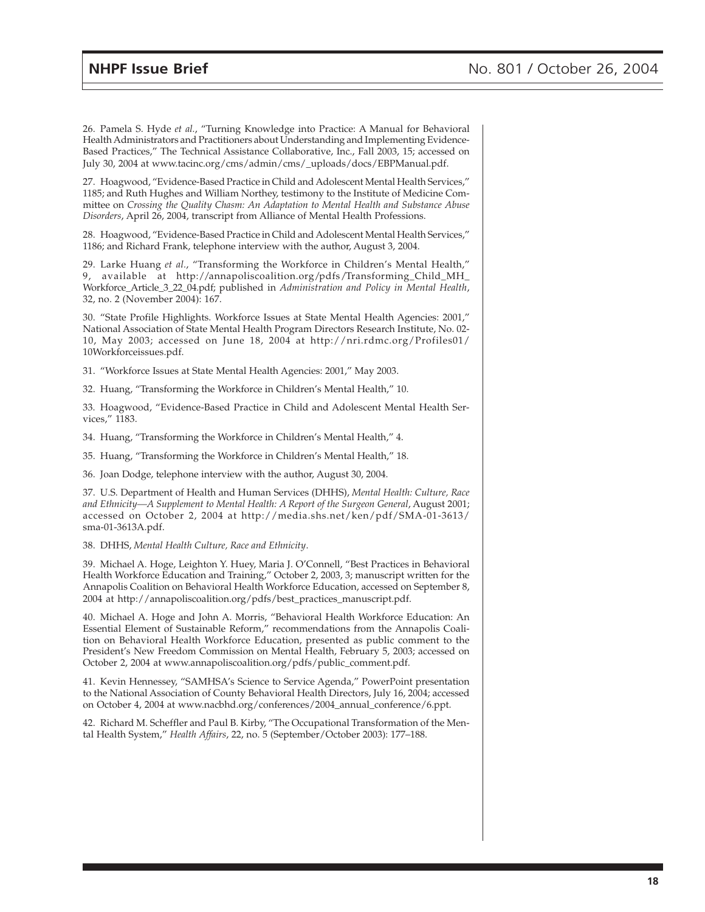26. Pamela S. Hyde *et al.*, "Turning Knowledge into Practice: A Manual for Behavioral Health Administrators and Practitioners about Understanding and Implementing Evidence-Based Practices," The Technical Assistance Collaborative, Inc., Fall 2003, 15; accessed on July 30, 2004 at www.tacinc.org/cms/admin/cms/_uploads/docs/EBPManual.pdf.

27. Hoagwood, "Evidence-Based Practice in Child and Adolescent Mental Health Services," 1185; and Ruth Hughes and William Northey, testimony to the Institute of Medicine Committee on *Crossing the Quality Chasm: An Adaptation to Mental Health and Substance Abuse Disorders*, April 26, 2004, transcript from Alliance of Mental Health Professions.

28. Hoagwood, "Evidence-Based Practice in Child and Adolescent Mental Health Services," 1186; and Richard Frank, telephone interview with the author, August 3, 2004.

29. Larke Huang *et al.*, "Transforming the Workforce in Children's Mental Health," 9, available at http://annapoliscoalition.org/pdfs/Transforming_Child_MH_Workforce_Article_3_22_04.pdf; published in *Administration and Policy in Mental Health*, 32, no. 2 (November 2004): 167.

30. "State Profile Highlights. Workforce Issues at State Mental Health Agencies: 2001," National Association of State Mental Health Program Directors Research Institute, No. 02-10, May 2003; accessed on June 18, 2004 at http://nri.rdmc.org/Profiles01/10Workforceissues.pdf.

31. "Workforce Issues at State Mental Health Agencies: 2001," May 2003.

32. Huang, "Transforming the Workforce in Children's Mental Health," 10.

33. Hoagwood, "Evidence-Based Practice in Child and Adolescent Mental Health Services," 1183.

34. Huang, "Transforming the Workforce in Children's Mental Health," 4.

35. Huang, "Transforming the Workforce in Children's Mental Health," 18.

36. Joan Dodge, telephone interview with the author, August 30, 2004.

37. U.S. Department of Health and Human Services (DHHS), *Mental Health: Culture, Race and Ethnicity—A Supplement to Mental Health: A Report of the Surgeon General*, August 2001; accessed on October 2, 2004 at http://media.shs.net/ken/pdf/SMA-01-3613/sma-01-3613A.pdf.

38. DHHS, *Mental Health Culture, Race and Ethnicity*.

39. Michael A. Hoge, Leighton Y. Huey, Maria J. O'Connell, "Best Practices in Behavioral Health Workforce Education and Training," October 2, 2003, 3; manuscript written for the Annapolis Coalition on Behavioral Health Workforce Education, accessed on September 8, 2004 at http://annapoliscoalition.org/pdfs/best_practices_manuscript.pdf.

40. Michael A. Hoge and John A. Morris, "Behavioral Health Workforce Education: An Essential Element of Sustainable Reform," recommendations from the Annapolis Coalition on Behavioral Health Workforce Education, presented as public comment to the President's New Freedom Commission on Mental Health, February 5, 2003; accessed on October 2, 2004 at www.annapoliscoalition.org/pdfs/public_comment.pdf.

41. Kevin Hennessey, "SAMHSA's Science to Service Agenda," PowerPoint presentation to the National Association of County Behavioral Health Directors, July 16, 2004; accessed on October 4, 2004 at www.nacbhd.org/conferences/2004_annual_conference/6.ppt.

42. Richard M. Scheffler and Paul B. Kirby, "The Occupational Transformation of the Mental Health System," *Health Affairs*, 22, no. 5 (September/October 2003): 177–188.